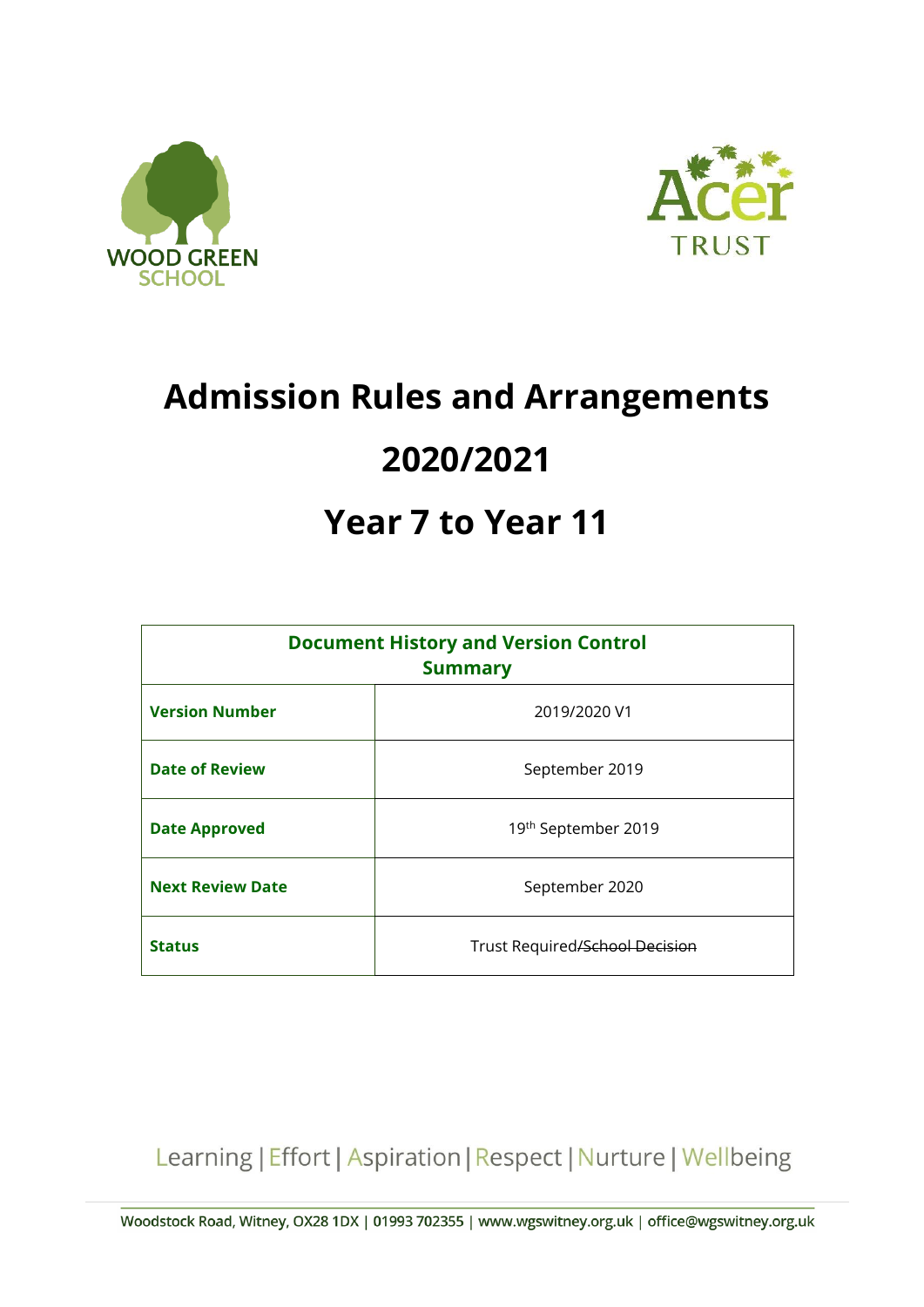WOOD GREEN SCHOOL

Acer TRUST

# Admission Rules and Arrangements

# 2020/2021

# Year 7 to Year 11

| Document History and Version Control Summary | |
|---|---|
| **Version Number** | 2019/2020 V1 |
| **Date of Review** | September 2019 |
| **Date Approved** | 19th September 2019 |
| **Next Review Date** | September 2020 |
| **Status** | Trust Required/~~School Decision~~ |

Learning | Effort | Aspiration | Respect | Nurture | Wellbeing

Woodstock Road, Witney, OX28 1DX | 01993 702355 | www.wgswitney.org.uk | office@wgswitney.org.uk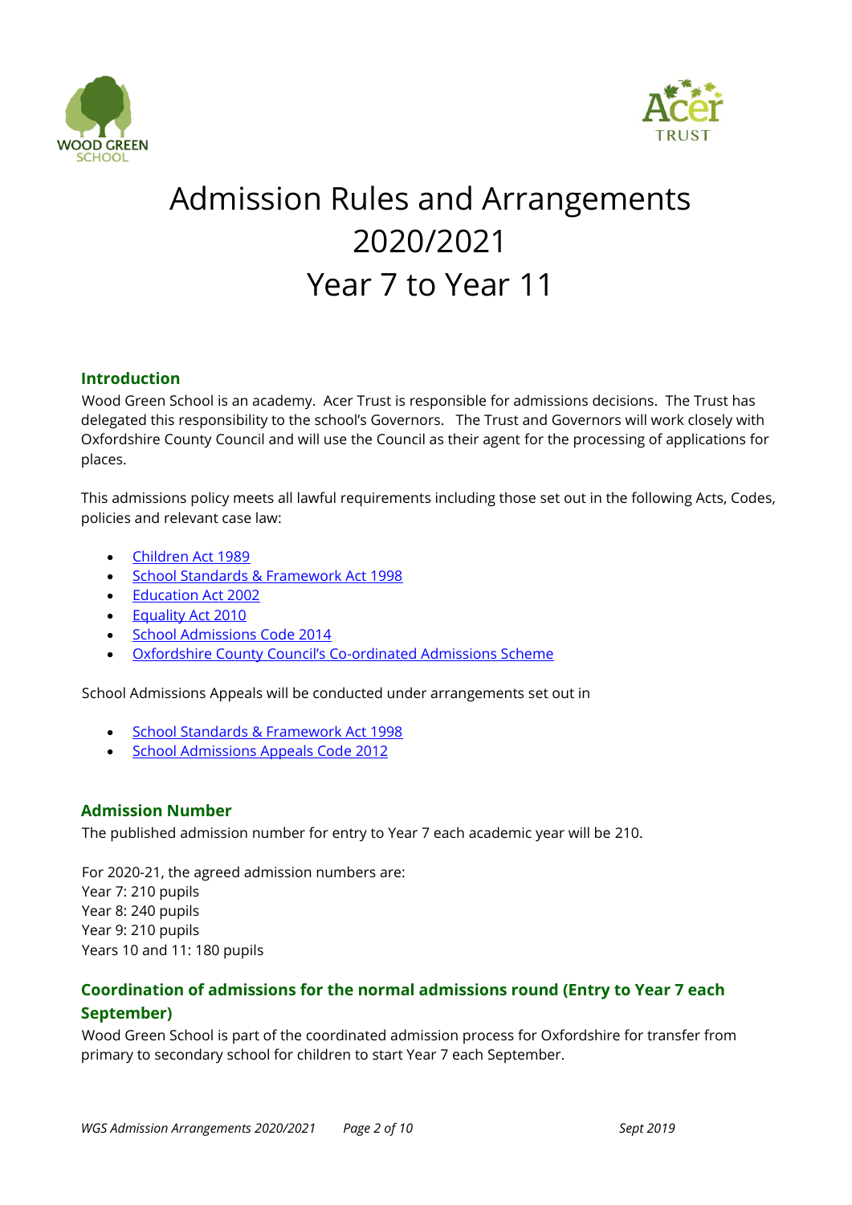# Admission Rules and Arrangements 2020/2021 Year 7 to Year 11

## Introduction

Wood Green School is an academy. Acer Trust is responsible for admissions decisions. The Trust has delegated this responsibility to the school's Governors. The Trust and Governors will work closely with Oxfordshire County Council and will use the Council as their agent for the processing of applications for places.

This admissions policy meets all lawful requirements including those set out in the following Acts, Codes, policies and relevant case law:

- Children Act 1989
- School Standards & Framework Act 1998
- Education Act 2002
- Equality Act 2010
- School Admissions Code 2014
- Oxfordshire County Council's Co-ordinated Admissions Scheme

School Admissions Appeals will be conducted under arrangements set out in

- School Standards & Framework Act 1998
- School Admissions Appeals Code 2012

## Admission Number

The published admission number for entry to Year 7 each academic year will be 210.

For 2020-21, the agreed admission numbers are:
Year 7: 210 pupils
Year 8: 240 pupils
Year 9: 210 pupils
Years 10 and 11: 180 pupils

## Coordination of admissions for the normal admissions round (Entry to Year 7 each September)

Wood Green School is part of the coordinated admission process for Oxfordshire for transfer from primary to secondary school for children to start Year 7 each September.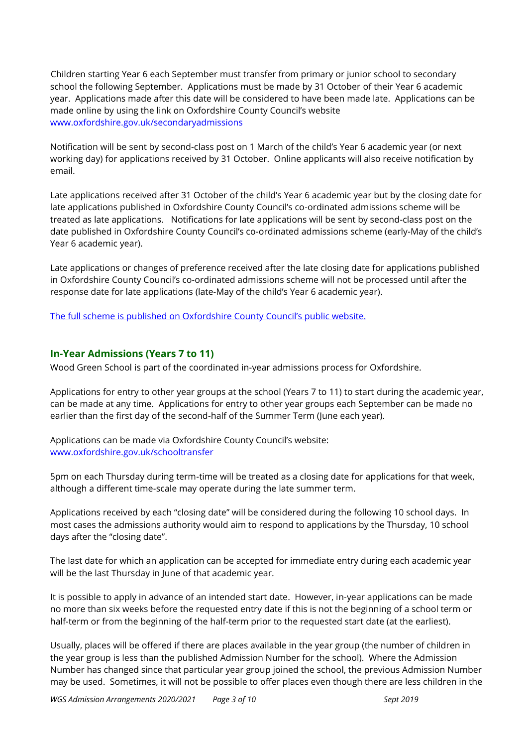Children starting Year 6 each September must transfer from primary or junior school to secondary school the following September. Applications must be made by 31 October of their Year 6 academic year. Applications made after this date will be considered to have been made late. Applications can be made online by using the link on Oxfordshire County Council's website www.oxfordshire.gov.uk/secondaryadmissions

Notification will be sent by second-class post on 1 March of the child's Year 6 academic year (or next working day) for applications received by 31 October. Online applicants will also receive notification by email.

Late applications received after 31 October of the child's Year 6 academic year but by the closing date for late applications published in Oxfordshire County Council's co-ordinated admissions scheme will be treated as late applications. Notifications for late applications will be sent by second-class post on the date published in Oxfordshire County Council's co-ordinated admissions scheme (early-May of the child's Year 6 academic year).

Late applications or changes of preference received after the late closing date for applications published in Oxfordshire County Council's co-ordinated admissions scheme will not be processed until after the response date for late applications (late-May of the child's Year 6 academic year).

The full scheme is published on Oxfordshire County Council's public website.

## In-Year Admissions (Years 7 to 11)

Wood Green School is part of the coordinated in-year admissions process for Oxfordshire.

Applications for entry to other year groups at the school (Years 7 to 11) to start during the academic year, can be made at any time. Applications for entry to other year groups each September can be made no earlier than the first day of the second-half of the Summer Term (June each year).

Applications can be made via Oxfordshire County Council's website: www.oxfordshire.gov.uk/schooltransfer

5pm on each Thursday during term-time will be treated as a closing date for applications for that week, although a different time-scale may operate during the late summer term.

Applications received by each "closing date" will be considered during the following 10 school days. In most cases the admissions authority would aim to respond to applications by the Thursday, 10 school days after the "closing date".

The last date for which an application can be accepted for immediate entry during each academic year will be the last Thursday in June of that academic year.

It is possible to apply in advance of an intended start date. However, in-year applications can be made no more than six weeks before the requested entry date if this is not the beginning of a school term or half-term or from the beginning of the half-term prior to the requested start date (at the earliest).

Usually, places will be offered if there are places available in the year group (the number of children in the year group is less than the published Admission Number for the school). Where the Admission Number has changed since that particular year group joined the school, the previous Admission Number may be used. Sometimes, it will not be possible to offer places even though there are less children in the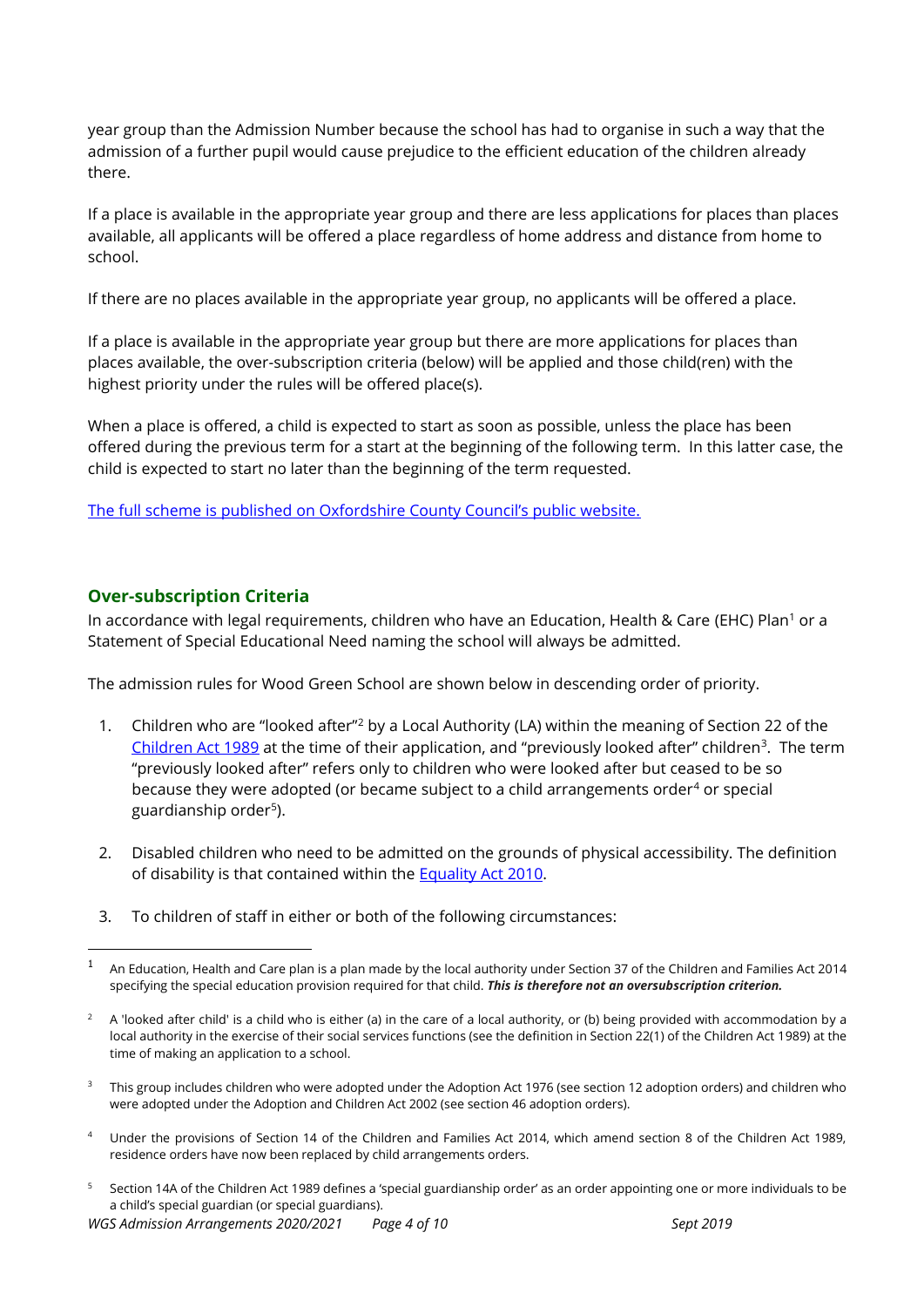year group than the Admission Number because the school has had to organise in such a way that the admission of a further pupil would cause prejudice to the efficient education of the children already there.

If a place is available in the appropriate year group and there are less applications for places than places available, all applicants will be offered a place regardless of home address and distance from home to school.

If there are no places available in the appropriate year group, no applicants will be offered a place.

If a place is available in the appropriate year group but there are more applications for places than places available, the over-subscription criteria (below) will be applied and those child(ren) with the highest priority under the rules will be offered place(s).

When a place is offered, a child is expected to start as soon as possible, unless the place has been offered during the previous term for a start at the beginning of the following term. In this latter case, the child is expected to start no later than the beginning of the term requested.

[The full scheme is published on Oxfordshire County Council's public website.]

## Over-subscription Criteria

In accordance with legal requirements, children who have an Education, Health & Care (EHC) Plan[1] or a Statement of Special Educational Need naming the school will always be admitted.

The admission rules for Wood Green School are shown below in descending order of priority.

1. Children who are "looked after"[2] by a Local Authority (LA) within the meaning of Section 22 of the Children Act 1989 at the time of their application, and "previously looked after" children[3]. The term "previously looked after" refers only to children who were looked after but ceased to be so because they were adopted (or became subject to a child arrangements order[4] or special guardianship order[5]).

2. Disabled children who need to be admitted on the grounds of physical accessibility. The definition of disability is that contained within the Equality Act 2010.

3. To children of staff in either or both of the following circumstances:

---

[1] An Education, Health and Care plan is a plan made by the local authority under Section 37 of the Children and Families Act 2014 specifying the special education provision required for that child. ***This is therefore not an oversubscription criterion.***

[2] A 'looked after child' is a child who is either (a) in the care of a local authority, or (b) being provided with accommodation by a local authority in the exercise of their social services functions (see the definition in Section 22(1) of the Children Act 1989) at the time of making an application to a school.

[3] This group includes children who were adopted under the Adoption Act 1976 (see section 12 adoption orders) and children who were adopted under the Adoption and Children Act 2002 (see section 46 adoption orders).

[4] Under the provisions of Section 14 of the Children and Families Act 2014, which amend section 8 of the Children Act 1989, residence orders have now been replaced by child arrangements orders.

[5] Section 14A of the Children Act 1989 defines a 'special guardianship order' as an order appointing one or more individuals to be a child's special guardian (or special guardians).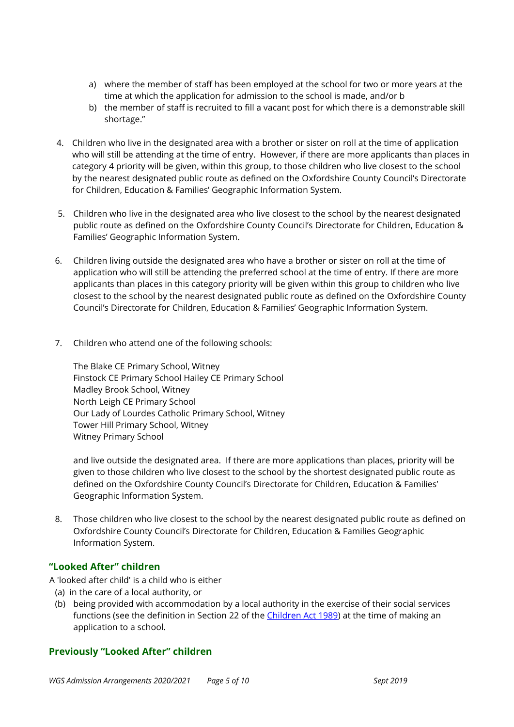a) where the member of staff has been employed at the school for two or more years at the time at which the application for admission to the school is made, and/or b
   b) the member of staff is recruited to fill a vacant post for which there is a demonstrable skill shortage."

4. Children who live in the designated area with a brother or sister on roll at the time of application who will still be attending at the time of entry. However, if there are more applicants than places in category 4 priority will be given, within this group, to those children who live closest to the school by the nearest designated public route as defined on the Oxfordshire County Council's Directorate for Children, Education & Families' Geographic Information System.

5. Children who live in the designated area who live closest to the school by the nearest designated public route as defined on the Oxfordshire County Council's Directorate for Children, Education & Families' Geographic Information System.

6. Children living outside the designated area who have a brother or sister on roll at the time of application who will still be attending the preferred school at the time of entry. If there are more applicants than places in this category priority will be given within this group to children who live closest to the school by the nearest designated public route as defined on the Oxfordshire County Council's Directorate for Children, Education & Families' Geographic Information System.

7. Children who attend one of the following schools:

   The Blake CE Primary School, Witney
   Finstock CE Primary School Hailey CE Primary School
   Madley Brook School, Witney
   North Leigh CE Primary School
   Our Lady of Lourdes Catholic Primary School, Witney
   Tower Hill Primary School, Witney
   Witney Primary School

   and live outside the designated area. If there are more applications than places, priority will be given to those children who live closest to the school by the shortest designated public route as defined on the Oxfordshire County Council's Directorate for Children, Education & Families' Geographic Information System.

8. Those children who live closest to the school by the nearest designated public route as defined on Oxfordshire County Council's Directorate for Children, Education & Families Geographic Information System.

## "Looked After" children

A 'looked after child' is a child who is either

(a) in the care of a local authority, or
(b) being provided with accommodation by a local authority in the exercise of their social services functions (see the definition in Section 22 of the Children Act 1989) at the time of making an application to a school.

## Previously "Looked After" children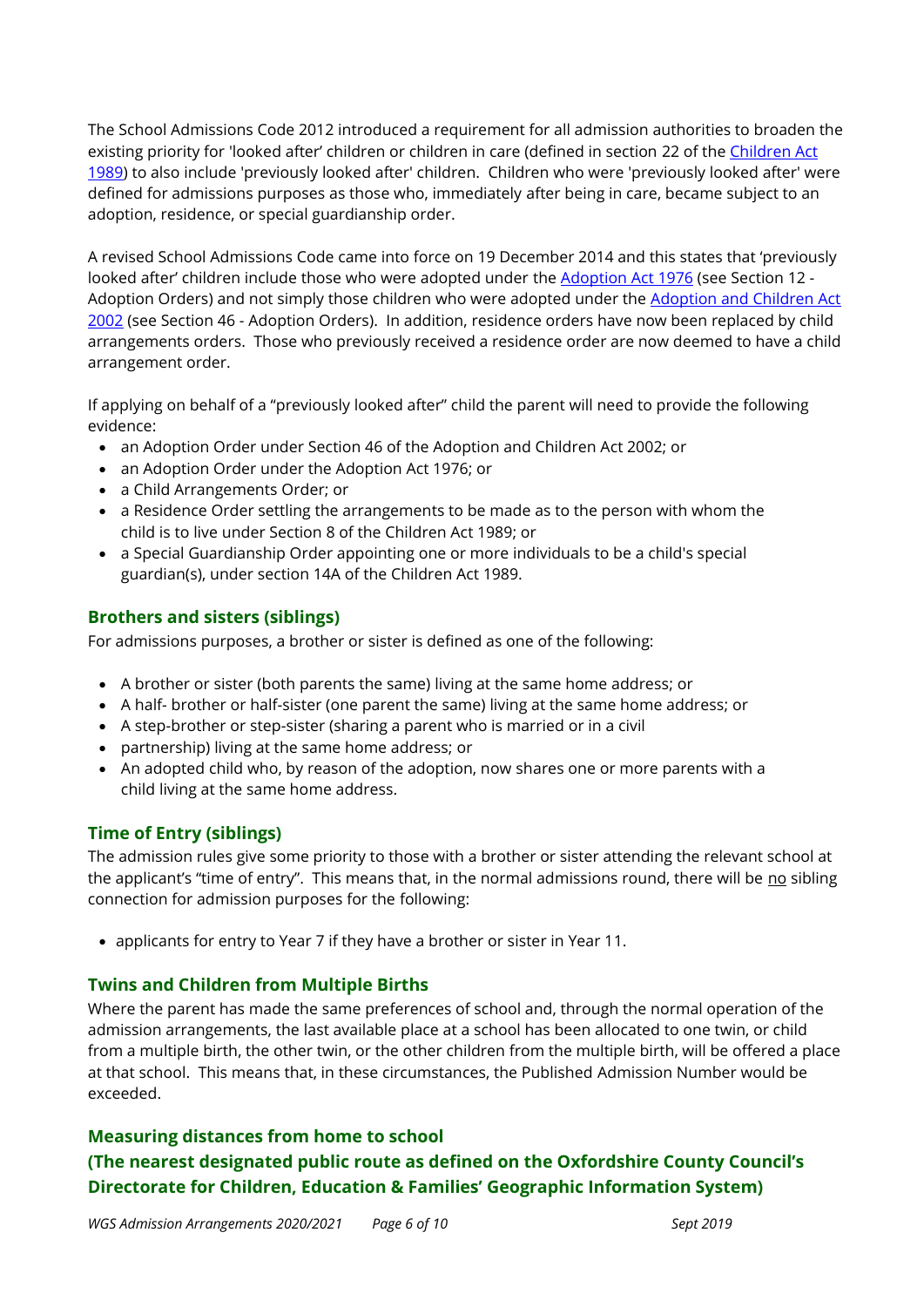The School Admissions Code 2012 introduced a requirement for all admission authorities to broaden the existing priority for 'looked after' children or children in care (defined in section 22 of the Children Act 1989) to also include 'previously looked after' children. Children who were 'previously looked after' were defined for admissions purposes as those who, immediately after being in care, became subject to an adoption, residence, or special guardianship order.

A revised School Admissions Code came into force on 19 December 2014 and this states that 'previously looked after' children include those who were adopted under the Adoption Act 1976 (see Section 12 - Adoption Orders) and not simply those children who were adopted under the Adoption and Children Act 2002 (see Section 46 - Adoption Orders). In addition, residence orders have now been replaced by child arrangements orders. Those who previously received a residence order are now deemed to have a child arrangement order.

If applying on behalf of a "previously looked after" child the parent will need to provide the following evidence:

- an Adoption Order under Section 46 of the Adoption and Children Act 2002; or
- an Adoption Order under the Adoption Act 1976; or
- a Child Arrangements Order; or
- a Residence Order settling the arrangements to be made as to the person with whom the child is to live under Section 8 of the Children Act 1989; or
- a Special Guardianship Order appointing one or more individuals to be a child's special guardian(s), under section 14A of the Children Act 1989.

### Brothers and sisters (siblings)

For admissions purposes, a brother or sister is defined as one of the following:

- A brother or sister (both parents the same) living at the same home address; or
- A half- brother or half-sister (one parent the same) living at the same home address; or
- A step-brother or step-sister (sharing a parent who is married or in a civil
- partnership) living at the same home address; or
- An adopted child who, by reason of the adoption, now shares one or more parents with a child living at the same home address.

### Time of Entry (siblings)

The admission rules give some priority to those with a brother or sister attending the relevant school at the applicant's "time of entry". This means that, in the normal admissions round, there will be no sibling connection for admission purposes for the following:

- applicants for entry to Year 7 if they have a brother or sister in Year 11.

### Twins and Children from Multiple Births

Where the parent has made the same preferences of school and, through the normal operation of the admission arrangements, the last available place at a school has been allocated to one twin, or child from a multiple birth, the other twin, or the other children from the multiple birth, will be offered a place at that school. This means that, in these circumstances, the Published Admission Number would be exceeded.

### Measuring distances from home to school
### (The nearest designated public route as defined on the Oxfordshire County Council's Directorate for Children, Education & Families' Geographic Information System)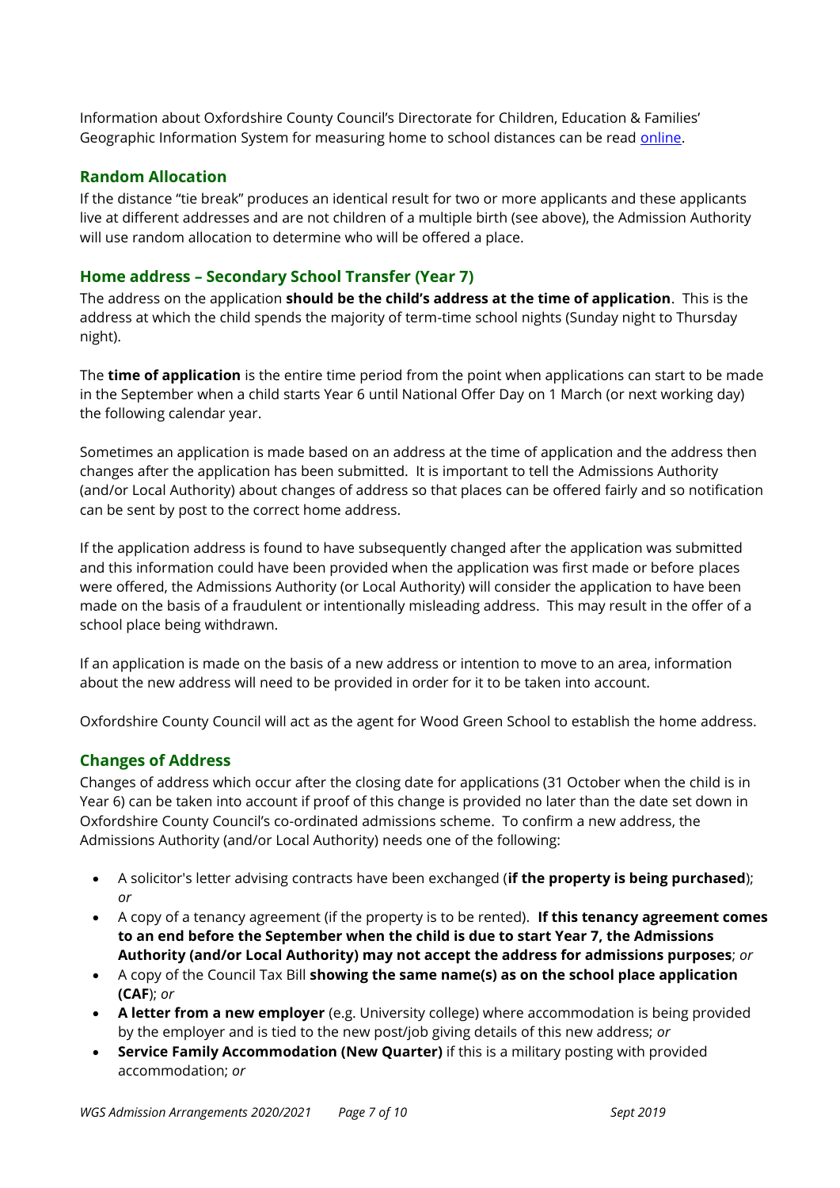Information about Oxfordshire County Council's Directorate for Children, Education & Families' Geographic Information System for measuring home to school distances can be read online.

## Random Allocation

If the distance "tie break" produces an identical result for two or more applicants and these applicants live at different addresses and are not children of a multiple birth (see above), the Admission Authority will use random allocation to determine who will be offered a place.

## Home address – Secondary School Transfer (Year 7)

The address on the application **should be the child's address at the time of application**. This is the address at which the child spends the majority of term-time school nights (Sunday night to Thursday night).

The **time of application** is the entire time period from the point when applications can start to be made in the September when a child starts Year 6 until National Offer Day on 1 March (or next working day) the following calendar year.

Sometimes an application is made based on an address at the time of application and the address then changes after the application has been submitted. It is important to tell the Admissions Authority (and/or Local Authority) about changes of address so that places can be offered fairly and so notification can be sent by post to the correct home address.

If the application address is found to have subsequently changed after the application was submitted and this information could have been provided when the application was first made or before places were offered, the Admissions Authority (or Local Authority) will consider the application to have been made on the basis of a fraudulent or intentionally misleading address. This may result in the offer of a school place being withdrawn.

If an application is made on the basis of a new address or intention to move to an area, information about the new address will need to be provided in order for it to be taken into account.

Oxfordshire County Council will act as the agent for Wood Green School to establish the home address.

## Changes of Address

Changes of address which occur after the closing date for applications (31 October when the child is in Year 6) can be taken into account if proof of this change is provided no later than the date set down in Oxfordshire County Council's co-ordinated admissions scheme. To confirm a new address, the Admissions Authority (and/or Local Authority) needs one of the following:

- A solicitor's letter advising contracts have been exchanged (**if the property is being purchased**); *or*
- A copy of a tenancy agreement (if the property is to be rented). **If this tenancy agreement comes to an end before the September when the child is due to start Year 7, the Admissions Authority (and/or Local Authority) may not accept the address for admissions purposes**; *or*
- A copy of the Council Tax Bill **showing the same name(s) as on the school place application (CAF**); *or*
- **A letter from a new employer** (e.g. University college) where accommodation is being provided by the employer and is tied to the new post/job giving details of this new address; *or*
- **Service Family Accommodation (New Quarter)** if this is a military posting with provided accommodation; *or*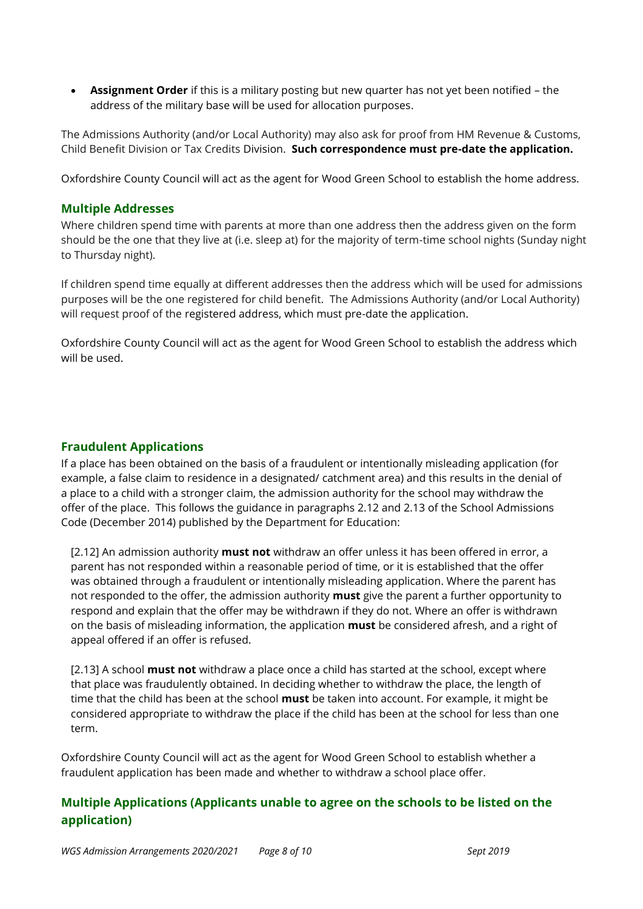- **Assignment Order** if this is a military posting but new quarter has not yet been notified – the address of the military base will be used for allocation purposes.

The Admissions Authority (and/or Local Authority) may also ask for proof from HM Revenue & Customs, Child Benefit Division or Tax Credits Division. **Such correspondence must pre-date the application.**

Oxfordshire County Council will act as the agent for Wood Green School to establish the home address.

### Multiple Addresses

Where children spend time with parents at more than one address then the address given on the form should be the one that they live at (i.e. sleep at) for the majority of term-time school nights (Sunday night to Thursday night).

If children spend time equally at different addresses then the address which will be used for admissions purposes will be the one registered for child benefit. The Admissions Authority (and/or Local Authority) will request proof of the registered address, which must pre-date the application.

Oxfordshire County Council will act as the agent for Wood Green School to establish the address which will be used.

### Fraudulent Applications

If a place has been obtained on the basis of a fraudulent or intentionally misleading application (for example, a false claim to residence in a designated/ catchment area) and this results in the denial of a place to a child with a stronger claim, the admission authority for the school may withdraw the offer of the place. This follows the guidance in paragraphs 2.12 and 2.13 of the School Admissions Code (December 2014) published by the Department for Education:

> [2.12] An admission authority **must not** withdraw an offer unless it has been offered in error, a parent has not responded within a reasonable period of time, or it is established that the offer was obtained through a fraudulent or intentionally misleading application. Where the parent has not responded to the offer, the admission authority **must** give the parent a further opportunity to respond and explain that the offer may be withdrawn if they do not. Where an offer is withdrawn on the basis of misleading information, the application **must** be considered afresh, and a right of appeal offered if an offer is refused.
>
> [2.13] A school **must not** withdraw a place once a child has started at the school, except where that place was fraudulently obtained. In deciding whether to withdraw the place, the length of time that the child has been at the school **must** be taken into account. For example, it might be considered appropriate to withdraw the place if the child has been at the school for less than one term.

Oxfordshire County Council will act as the agent for Wood Green School to establish whether a fraudulent application has been made and whether to withdraw a school place offer.

### Multiple Applications (Applicants unable to agree on the schools to be listed on the application)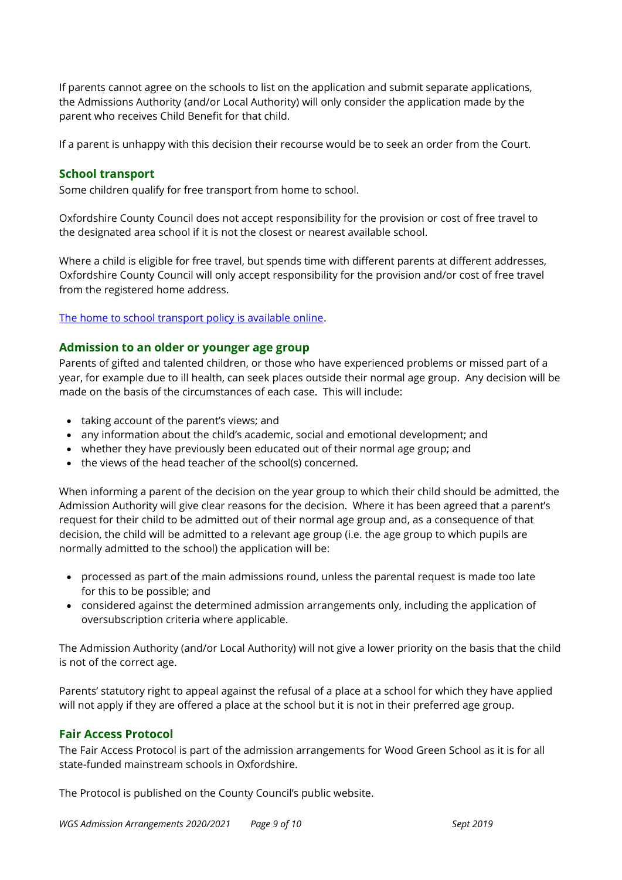If parents cannot agree on the schools to list on the application and submit separate applications, the Admissions Authority (and/or Local Authority) will only consider the application made by the parent who receives Child Benefit for that child.

If a parent is unhappy with this decision their recourse would be to seek an order from the Court.

## School transport

Some children qualify for free transport from home to school.

Oxfordshire County Council does not accept responsibility for the provision or cost of free travel to the designated area school if it is not the closest or nearest available school.

Where a child is eligible for free travel, but spends time with different parents at different addresses, Oxfordshire County Council will only accept responsibility for the provision and/or cost of free travel from the registered home address.

The home to school transport policy is available online.

## Admission to an older or younger age group

Parents of gifted and talented children, or those who have experienced problems or missed part of a year, for example due to ill health, can seek places outside their normal age group. Any decision will be made on the basis of the circumstances of each case. This will include:

- taking account of the parent's views; and
- any information about the child's academic, social and emotional development; and
- whether they have previously been educated out of their normal age group; and
- the views of the head teacher of the school(s) concerned.

When informing a parent of the decision on the year group to which their child should be admitted, the Admission Authority will give clear reasons for the decision. Where it has been agreed that a parent's request for their child to be admitted out of their normal age group and, as a consequence of that decision, the child will be admitted to a relevant age group (i.e. the age group to which pupils are normally admitted to the school) the application will be:

- processed as part of the main admissions round, unless the parental request is made too late for this to be possible; and
- considered against the determined admission arrangements only, including the application of oversubscription criteria where applicable.

The Admission Authority (and/or Local Authority) will not give a lower priority on the basis that the child is not of the correct age.

Parents' statutory right to appeal against the refusal of a place at a school for which they have applied will not apply if they are offered a place at the school but it is not in their preferred age group.

## Fair Access Protocol

The Fair Access Protocol is part of the admission arrangements for Wood Green School as it is for all state-funded mainstream schools in Oxfordshire.

The Protocol is published on the County Council's public website.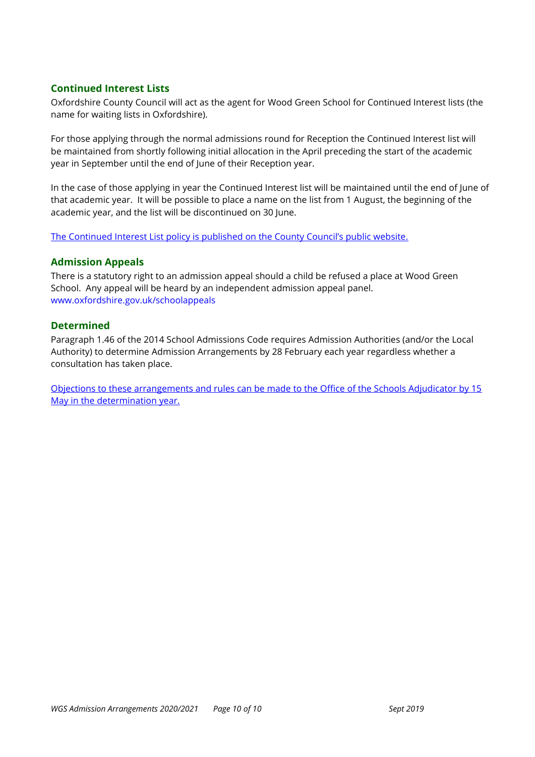## Continued Interest Lists

Oxfordshire County Council will act as the agent for Wood Green School for Continued Interest lists (the name for waiting lists in Oxfordshire).

For those applying through the normal admissions round for Reception the Continued Interest list will be maintained from shortly following initial allocation in the April preceding the start of the academic year in September until the end of June of their Reception year.

In the case of those applying in year the Continued Interest list will be maintained until the end of June of that academic year. It will be possible to place a name on the list from 1 August, the beginning of the academic year, and the list will be discontinued on 30 June.

The Continued Interest List policy is published on the County Council's public website.

## Admission Appeals

There is a statutory right to an admission appeal should a child be refused a place at Wood Green School. Any appeal will be heard by an independent admission appeal panel.
www.oxfordshire.gov.uk/schoolappeals

## Determined

Paragraph 1.46 of the 2014 School Admissions Code requires Admission Authorities (and/or the Local Authority) to determine Admission Arrangements by 28 February each year regardless whether a consultation has taken place.

Objections to these arrangements and rules can be made to the Office of the Schools Adjudicator by 15 May in the determination year.